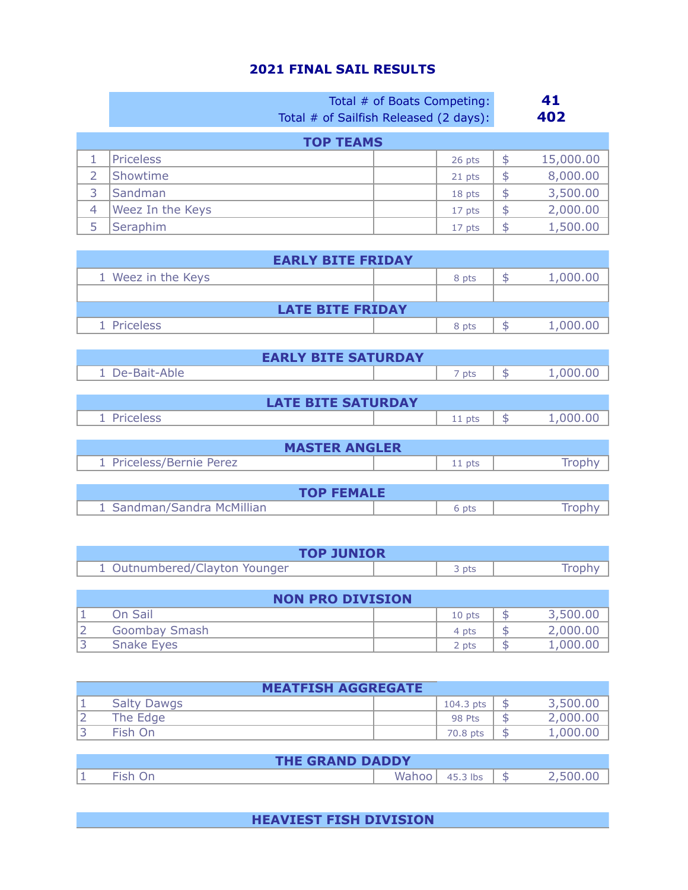# 2021 FINAL SAIL RESULTS

| | |
|---|---|
| Total # of Boats Competing: | **41** |
| Total # of Sailfish Released (2 days): | **402** |

## TOP TEAMS

| | | | | |
|---|---|---|---|---|
| 1 | Priceless | | 26 pts | $ 15,000.00 |
| 2 | Showtime | | 21 pts | $ 8,000.00 |
| 3 | Sandman | | 18 pts | $ 3,500.00 |
| 4 | Weez In the Keys | | 17 pts | $ 2,000.00 |
| 5 | Seraphim | | 17 pts | $ 1,500.00 |

## EARLY BITE FRIDAY

| | | | | |
|---|---|---|---|---|
| 1 | Weez in the Keys | | 8 pts | $ 1,000.00 |

## LATE BITE FRIDAY

| | | | | |
|---|---|---|---|---|
| 1 | Priceless | | 8 pts | $ 1,000.00 |

## EARLY BITE SATURDAY

| | | | | |
|---|---|---|---|---|
| 1 | De-Bait-Able | | 7 pts | $ 1,000.00 |

## LATE BITE SATURDAY

| | | | | |
|---|---|---|---|---|
| 1 | Priceless | | 11 pts | $ 1,000.00 |

## MASTER ANGLER

| | | | | |
|---|---|---|---|---|
| 1 | Priceless/Bernie Perez | | 11 pts | Trophy |

## TOP FEMALE

| | | | | |
|---|---|---|---|---|
| 1 | Sandman/Sandra McMillian | | 6 pts | Trophy |

## TOP JUNIOR

| | | | | |
|---|---|---|---|---|
| 1 | Outnumbered/Clayton Younger | | 3 pts | Trophy |

## NON PRO DIVISION

| | | | | |
|---|---|---|---|---|
| 1 | On Sail | | 10 pts | $ 3,500.00 |
| 2 | Goombay Smash | | 4 pts | $ 2,000.00 |
| 3 | Snake Eyes | | 2 pts | $ 1,000.00 |

## MEATFISH AGGREGATE

| | | | | |
|---|---|---|---|---|
| 1 | Salty Dawgs | | 104.3 pts | $ 3,500.00 |
| 2 | The Edge | | 98 Pts | $ 2,000.00 |
| 3 | Fish On | | 70.8 pts | $ 1,000.00 |

## THE GRAND DADDY

| | | | | |
|---|---|---|---|---|
| 1 | Fish On | Wahoo | 45.3 lbs | $ 2,500.00 |

## HEAVIEST FISH DIVISION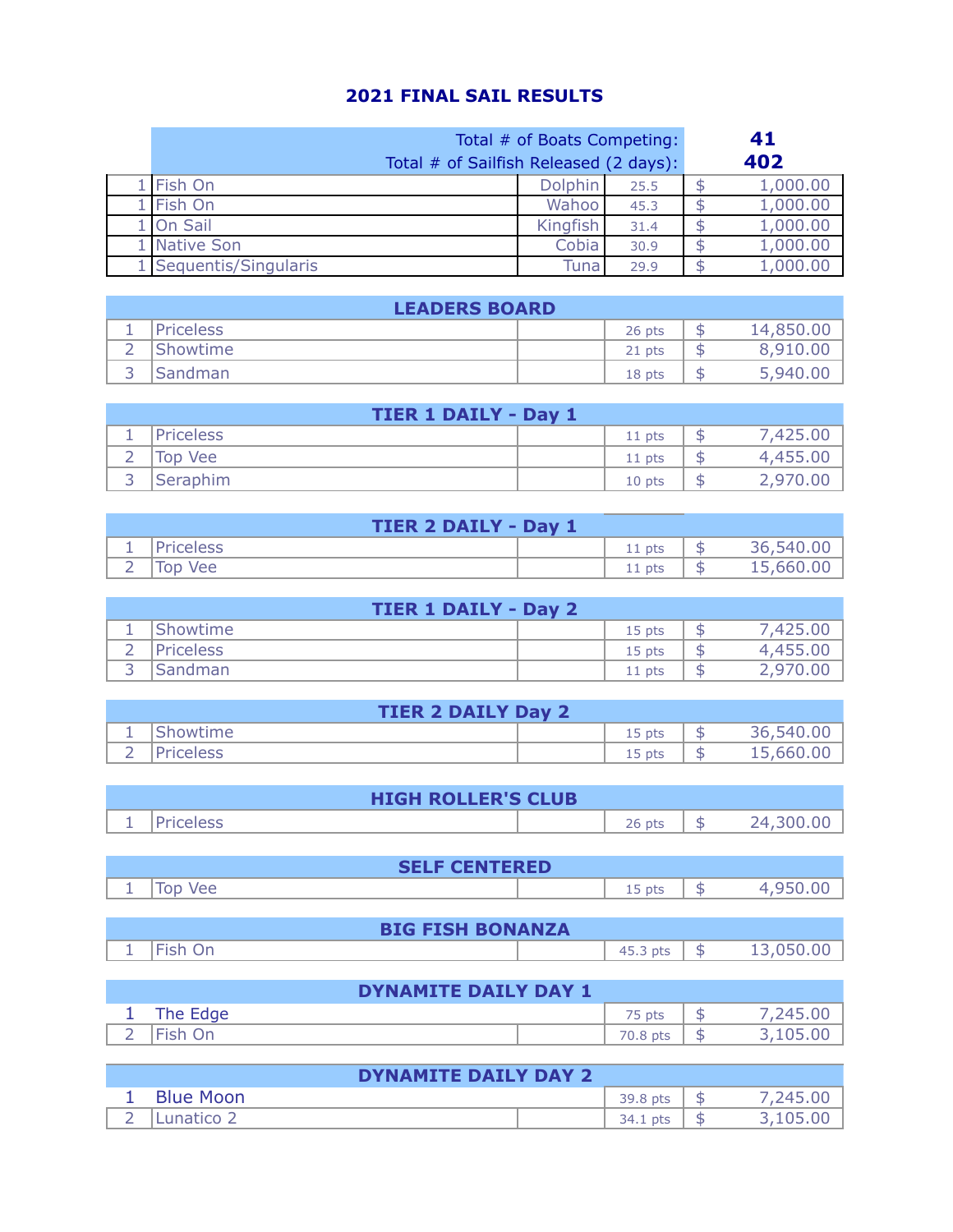# 2021 FINAL SAIL RESULTS

| | Total # of Boats Competing: | | | 41 |
|---|---|---|---|---|
| | Total # of Sailfish Released (2 days): | | | 402 |
| 1 | Fish On | Dolphin | 25.5 | $ 1,000.00 |
| 1 | Fish On | Wahoo | 45.3 | $ 1,000.00 |
| 1 | On Sail | Kingfish | 31.4 | $ 1,000.00 |
| 1 | Native Son | Cobia | 30.9 | $ 1,000.00 |
| 1 | Sequentis/Singularis | Tuna | 29.9 | $ 1,000.00 |

| LEADERS BOARD | | | | |
|---|---|---|---|---|
| 1 | Priceless | | 26 pts | $ 14,850.00 |
| 2 | Showtime | | 21 pts | $ 8,910.00 |
| 3 | Sandman | | 18 pts | $ 5,940.00 |

| TIER 1 DAILY - Day 1 | | | | |
|---|---|---|---|---|
| 1 | Priceless | | 11 pts | $ 7,425.00 |
| 2 | Top Vee | | 11 pts | $ 4,455.00 |
| 3 | Seraphim | | 10 pts | $ 2,970.00 |

| TIER 2 DAILY - Day 1 | | | | |
|---|---|---|---|---|
| 1 | Priceless | | 11 pts | $ 36,540.00 |
| 2 | Top Vee | | 11 pts | $ 15,660.00 |

| TIER 1 DAILY - Day 2 | | | | |
|---|---|---|---|---|
| 1 | Showtime | | 15 pts | $ 7,425.00 |
| 2 | Priceless | | 15 pts | $ 4,455.00 |
| 3 | Sandman | | 11 pts | $ 2,970.00 |

| TIER 2 DAILY Day 2 | | | | |
|---|---|---|---|---|
| 1 | Showtime | | 15 pts | $ 36,540.00 |
| 2 | Priceless | | 15 pts | $ 15,660.00 |

| HIGH ROLLER'S CLUB | | | | |
|---|---|---|---|---|
| 1 | Priceless | | 26 pts | $ 24,300.00 |

| SELF CENTERED | | | | |
|---|---|---|---|---|
| 1 | Top Vee | | 15 pts | $ 4,950.00 |

| BIG FISH BONANZA | | | | |
|---|---|---|---|---|
| 1 | Fish On | | 45.3 pts | $ 13,050.00 |

| DYNAMITE DAILY DAY 1 | | | | |
|---|---|---|---|---|
| 1 | The Edge | | 75 pts | $ 7,245.00 |
| 2 | Fish On | | 70.8 pts | $ 3,105.00 |

| DYNAMITE DAILY DAY 2 | | | | |
|---|---|---|---|---|
| 1 | Blue Moon | | 39.8 pts | $ 7,245.00 |
| 2 | Lunatico 2 | | 34.1 pts | $ 3,105.00 |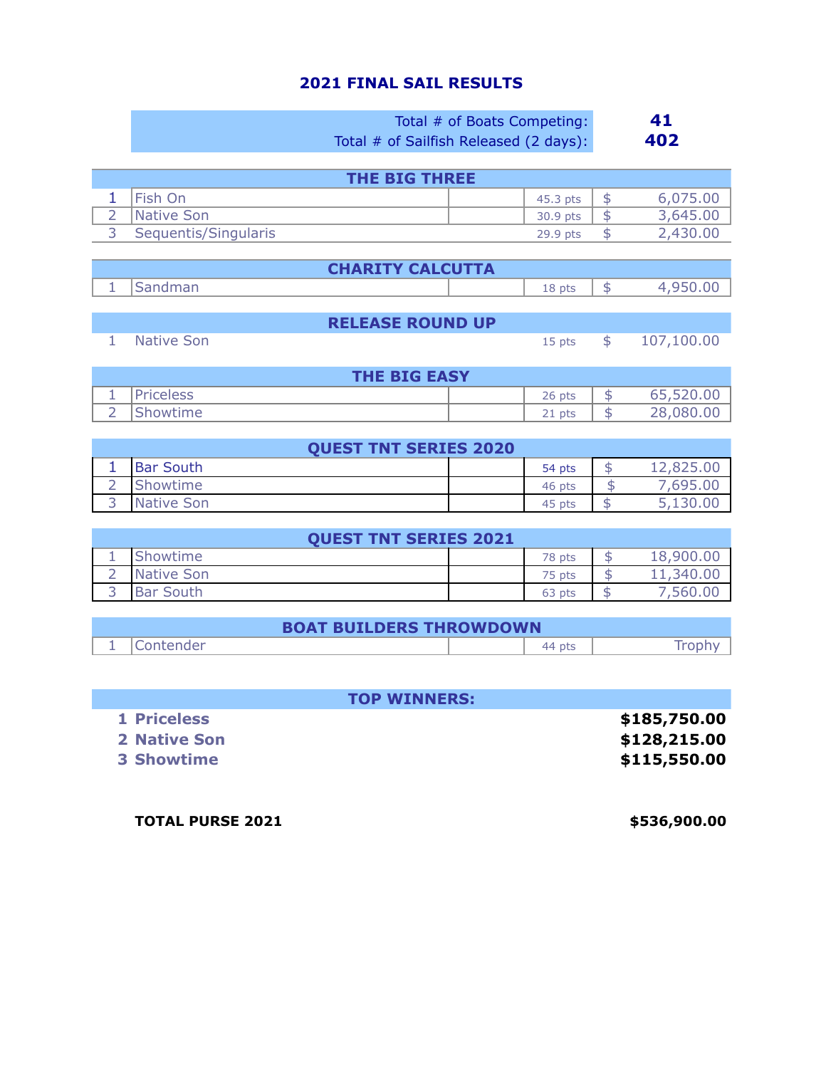# 2021 FINAL SAIL RESULTS

| | |
|---|---|
| Total # of Boats Competing: | 41 |
| Total # of Sailfish Released (2 days): | 402 |

## THE BIG THREE

| | | | | |
|---|---|---|---|---|
| 1 | Fish On | | 45.3 pts | $ 6,075.00 |
| 2 | Native Son | | 30.9 pts | $ 3,645.00 |
| 3 | Sequentis/Singularis | | 29.9 pts | $ 2,430.00 |

## CHARITY CALCUTTA

| | | | | |
|---|---|---|---|---|
| 1 | Sandman | | 18 pts | $ 4,950.00 |

## RELEASE ROUND UP

| | | | |
|---|---|---|---|
| 1 | Native Son | 15 pts | $ 107,100.00 |

## THE BIG EASY

| | | | | |
|---|---|---|---|---|
| 1 | Priceless | | 26 pts | $ 65,520.00 |
| 2 | Showtime | | 21 pts | $ 28,080.00 |

## QUEST TNT SERIES 2020

| | | | | |
|---|---|---|---|---|
| 1 | Bar South | | 54 pts | $ 12,825.00 |
| 2 | Showtime | | 46 pts | $ 7,695.00 |
| 3 | Native Son | | 45 pts | $ 5,130.00 |

## QUEST TNT SERIES 2021

| | | | | |
|---|---|---|---|---|
| 1 | Showtime | | 78 pts | $ 18,900.00 |
| 2 | Native Son | | 75 pts | $ 11,340.00 |
| 3 | Bar South | | 63 pts | $ 7,560.00 |

## BOAT BUILDERS THROWDOWN

| | | | | |
|---|---|---|---|---|
| 1 | Contender | | 44 pts | Trophy |

## TOP WINNERS:

| | | |
|---|---|---|
| **1** | **Priceless** | **$185,750.00** |
| **2** | **Native Son** | **$128,215.00** |
| **3** | **Showtime** | **$115,550.00** |

**TOTAL PURSE 2021** **$536,900.00**